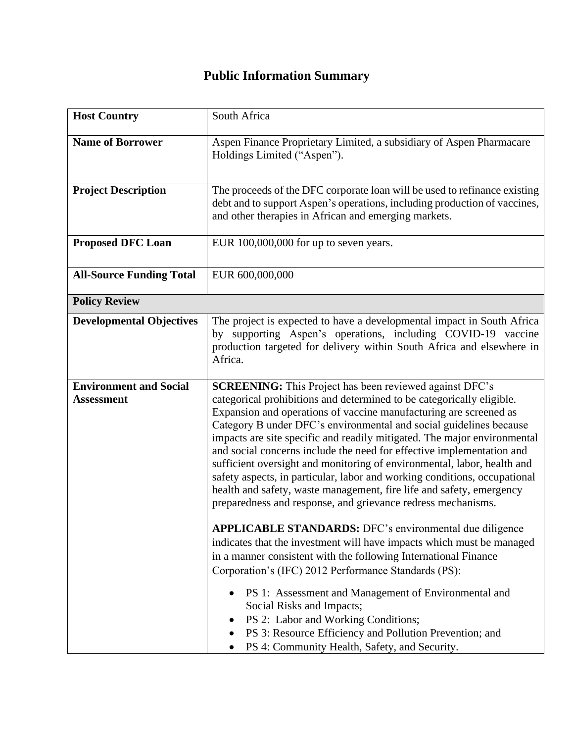# Public Information Summary

| **Host Country** | South Africa |
|---|---|
| **Name of Borrower** | Aspen Finance Proprietary Limited, a subsidiary of Aspen Pharmacare Holdings Limited ("Aspen"). |
| **Project Description** | The proceeds of the DFC corporate loan will be used to refinance existing debt and to support Aspen's operations, including production of vaccines, and other therapies in African and emerging markets. |
| **Proposed DFC Loan** | EUR 100,000,000 for up to seven years. |
| **All-Source Funding Total** | EUR 600,000,000 |
| **Policy Review** | |
| **Developmental Objectives** | The project is expected to have a developmental impact in South Africa by supporting Aspen's operations, including COVID-19 vaccine production targeted for delivery within South Africa and elsewhere in Africa. |
| **Environment and Social Assessment** | **SCREENING:** This Project has been reviewed against DFC's categorical prohibitions and determined to be categorically eligible. Expansion and operations of vaccine manufacturing are screened as Category B under DFC's environmental and social guidelines because impacts are site specific and readily mitigated. The major environmental and social concerns include the need for effective implementation and sufficient oversight and monitoring of environmental, labor, health and safety aspects, in particular, labor and working conditions, occupational health and safety, waste management, fire life and safety, emergency preparedness and response, and grievance redress mechanisms.<br><br>**APPLICABLE STANDARDS:** DFC's environmental due diligence indicates that the investment will have impacts which must be managed in a manner consistent with the following International Finance Corporation's (IFC) 2012 Performance Standards (PS):<br><br>• PS 1: Assessment and Management of Environmental and Social Risks and Impacts;<br>• PS 2: Labor and Working Conditions;<br>• PS 3: Resource Efficiency and Pollution Prevention; and<br>• PS 4: Community Health, Safety, and Security. |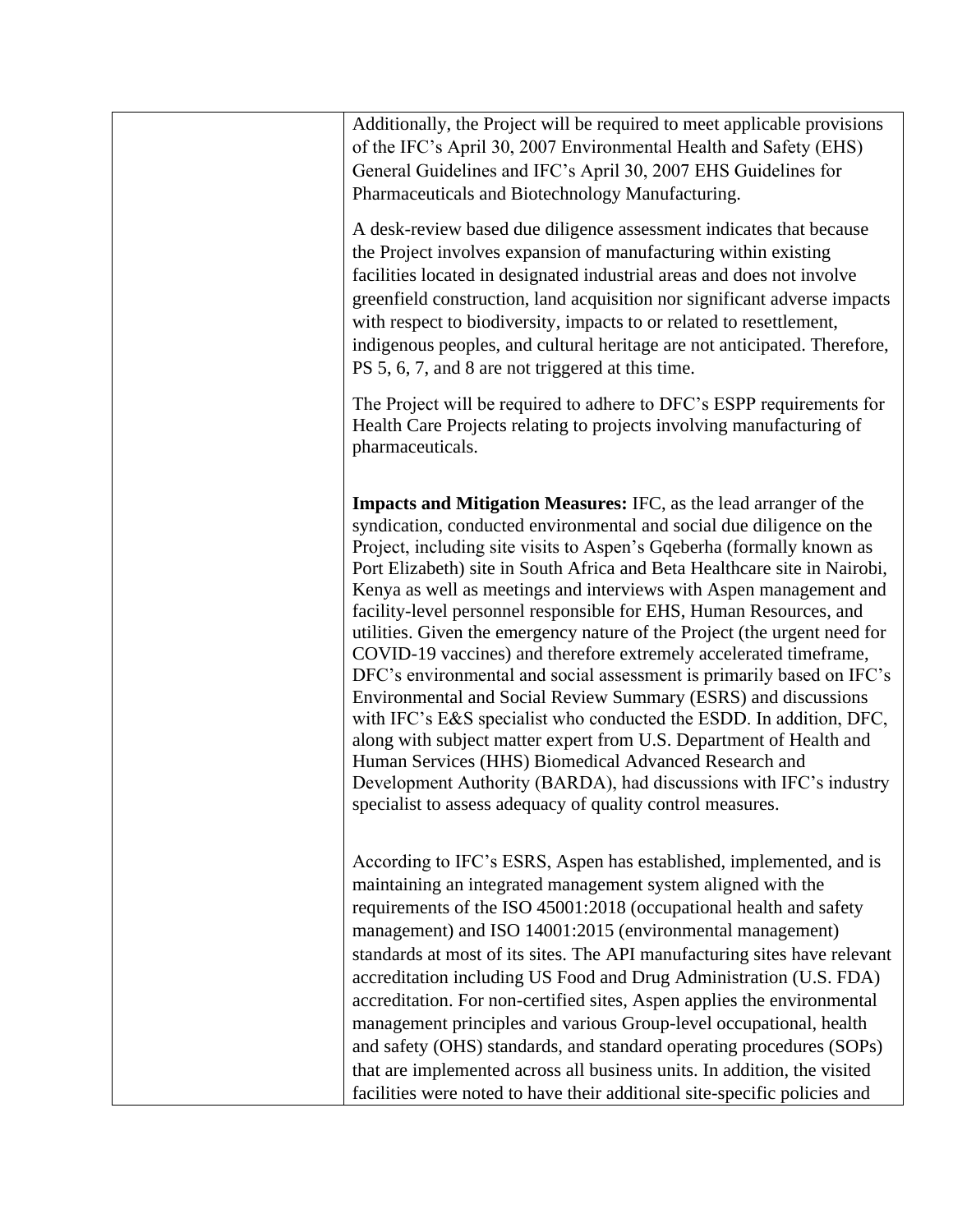| | Additionally, the Project will be required to meet applicable provisions of the IFC's April 30, 2007 Environmental Health and Safety (EHS) General Guidelines and IFC's April 30, 2007 EHS Guidelines for Pharmaceuticals and Biotechnology Manufacturing.<br><br>A desk-review based due diligence assessment indicates that because the Project involves expansion of manufacturing within existing facilities located in designated industrial areas and does not involve greenfield construction, land acquisition nor significant adverse impacts with respect to biodiversity, impacts to or related to resettlement, indigenous peoples, and cultural heritage are not anticipated. Therefore, PS 5, 6, 7, and 8 are not triggered at this time.<br><br>The Project will be required to adhere to DFC's ESPP requirements for Health Care Projects relating to projects involving manufacturing of pharmaceuticals.<br><br>**Impacts and Mitigation Measures:** IFC, as the lead arranger of the syndication, conducted environmental and social due diligence on the Project, including site visits to Aspen's Gqeberha (formally known as Port Elizabeth) site in South Africa and Beta Healthcare site in Nairobi, Kenya as well as meetings and interviews with Aspen management and facility-level personnel responsible for EHS, Human Resources, and utilities. Given the emergency nature of the Project (the urgent need for COVID-19 vaccines) and therefore extremely accelerated timeframe, DFC's environmental and social assessment is primarily based on IFC's Environmental and Social Review Summary (ESRS) and discussions with IFC's E&S specialist who conducted the ESDD. In addition, DFC, along with subject matter expert from U.S. Department of Health and Human Services (HHS) Biomedical Advanced Research and Development Authority (BARDA), had discussions with IFC's industry specialist to assess adequacy of quality control measures.<br><br>According to IFC's ESRS, Aspen has established, implemented, and is maintaining an integrated management system aligned with the requirements of the ISO 45001:2018 (occupational health and safety management) and ISO 14001:2015 (environmental management) standards at most of its sites. The API manufacturing sites have relevant accreditation including US Food and Drug Administration (U.S. FDA) accreditation. For non-certified sites, Aspen applies the environmental management principles and various Group-level occupational, health and safety (OHS) standards, and standard operating procedures (SOPs) that are implemented across all business units. In addition, the visited facilities were noted to have their additional site-specific policies and |
|---|---|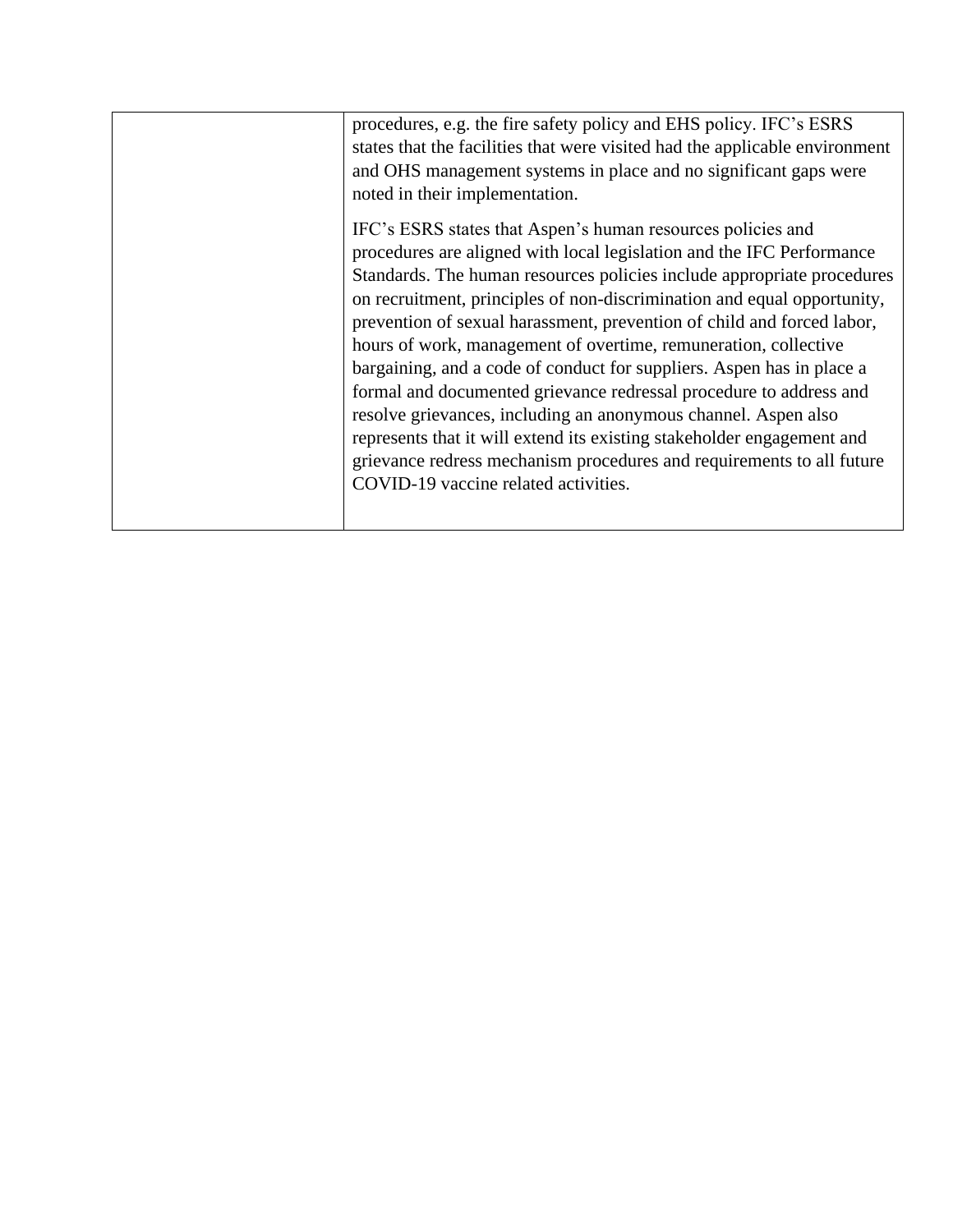| | |
|---|---|
| | procedures, e.g. the fire safety policy and EHS policy. IFC's ESRS states that the facilities that were visited had the applicable environment and OHS management systems in place and no significant gaps were noted in their implementation.<br><br>IFC's ESRS states that Aspen's human resources policies and procedures are aligned with local legislation and the IFC Performance Standards. The human resources policies include appropriate procedures on recruitment, principles of non-discrimination and equal opportunity, prevention of sexual harassment, prevention of child and forced labor, hours of work, management of overtime, remuneration, collective bargaining, and a code of conduct for suppliers. Aspen has in place a formal and documented grievance redressal procedure to address and resolve grievances, including an anonymous channel. Aspen also represents that it will extend its existing stakeholder engagement and grievance redress mechanism procedures and requirements to all future COVID-19 vaccine related activities. |